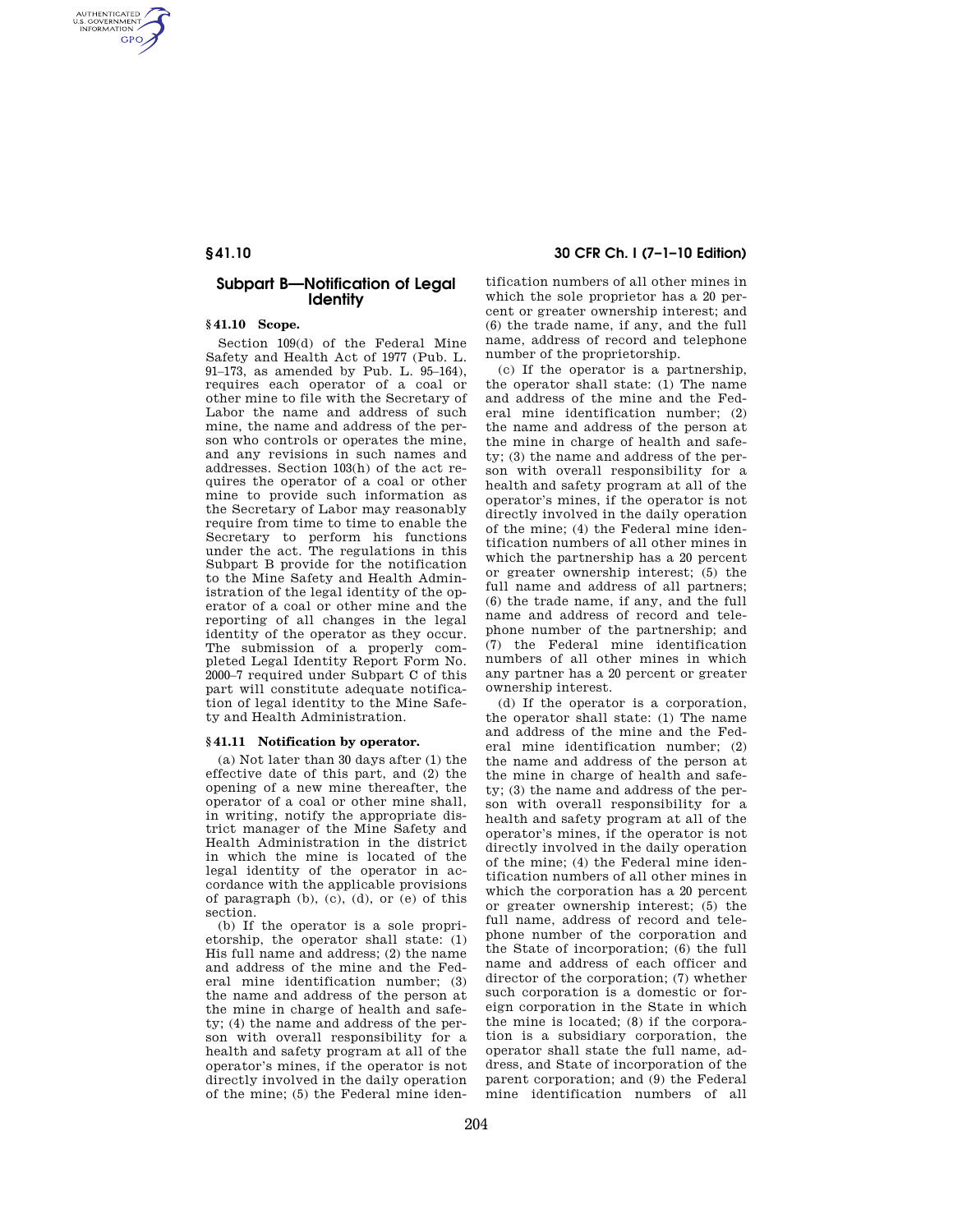## Subpart B—Notification of Legal Identity

### § 41.10 Scope.

Section 109(d) of the Federal Mine Safety and Health Act of 1977 (Pub. L. 91–173, as amended by Pub. L. 95–164), requires each operator of a coal or other mine to file with the Secretary of Labor the name and address of such mine, the name and address of the person who controls or operates the mine, and any revisions in such names and addresses. Section 103(h) of the act requires the operator of a coal or other mine to provide such information as the Secretary of Labor may reasonably require from time to time to enable the Secretary to perform his functions under the act. The regulations in this Subpart B provide for the notification to the Mine Safety and Health Administration of the legal identity of the operator of a coal or other mine and the reporting of all changes in the legal identity of the operator as they occur. The submission of a properly completed Legal Identity Report Form No. 2000–7 required under Subpart C of this part will constitute adequate notification of legal identity to the Mine Safety and Health Administration.

### § 41.11 Notification by operator.

(a) Not later than 30 days after (1) the effective date of this part, and (2) the opening of a new mine thereafter, the operator of a coal or other mine shall, in writing, notify the appropriate district manager of the Mine Safety and Health Administration in the district in which the mine is located of the legal identity of the operator in accordance with the applicable provisions of paragraph (b), (c), (d), or (e) of this section.

(b) If the operator is a sole proprietorship, the operator shall state: (1) His full name and address; (2) the name and address of the mine and the Federal mine identification number; (3) the name and address of the person at the mine in charge of health and safety; (4) the name and address of the person with overall responsibility for a health and safety program at all of the operator's mines, if the operator is not directly involved in the daily operation of the mine; (5) the Federal mine identification numbers of all other mines in which the sole proprietor has a 20 percent or greater ownership interest; and (6) the trade name, if any, and the full name, address of record and telephone number of the proprietorship.

(c) If the operator is a partnership, the operator shall state: (1) The name and address of the mine and the Federal mine identification number; (2) the name and address of the person at the mine in charge of health and safety; (3) the name and address of the person with overall responsibility for a health and safety program at all of the operator's mines, if the operator is not directly involved in the daily operation of the mine; (4) the Federal mine identification numbers of all other mines in which the partnership has a 20 percent or greater ownership interest; (5) the full name and address of all partners; (6) the trade name, if any, and the full name and address of record and telephone number of the partnership; and (7) the Federal mine identification numbers of all other mines in which any partner has a 20 percent or greater ownership interest.

(d) If the operator is a corporation, the operator shall state: (1) The name and address of the mine and the Federal mine identification number; (2) the name and address of the person at the mine in charge of health and safety; (3) the name and address of the person with overall responsibility for a health and safety program at all of the operator's mines, if the operator is not directly involved in the daily operation of the mine; (4) the Federal mine identification numbers of all other mines in which the corporation has a 20 percent or greater ownership interest; (5) the full name, address of record and telephone number of the corporation and the State of incorporation; (6) the full name and address of each officer and director of the corporation; (7) whether such corporation is a domestic or foreign corporation in the State in which the mine is located; (8) if the corporation is a subsidiary corporation, the operator shall state the full name, address, and State of incorporation of the parent corporation; and (9) the Federal mine identification numbers of all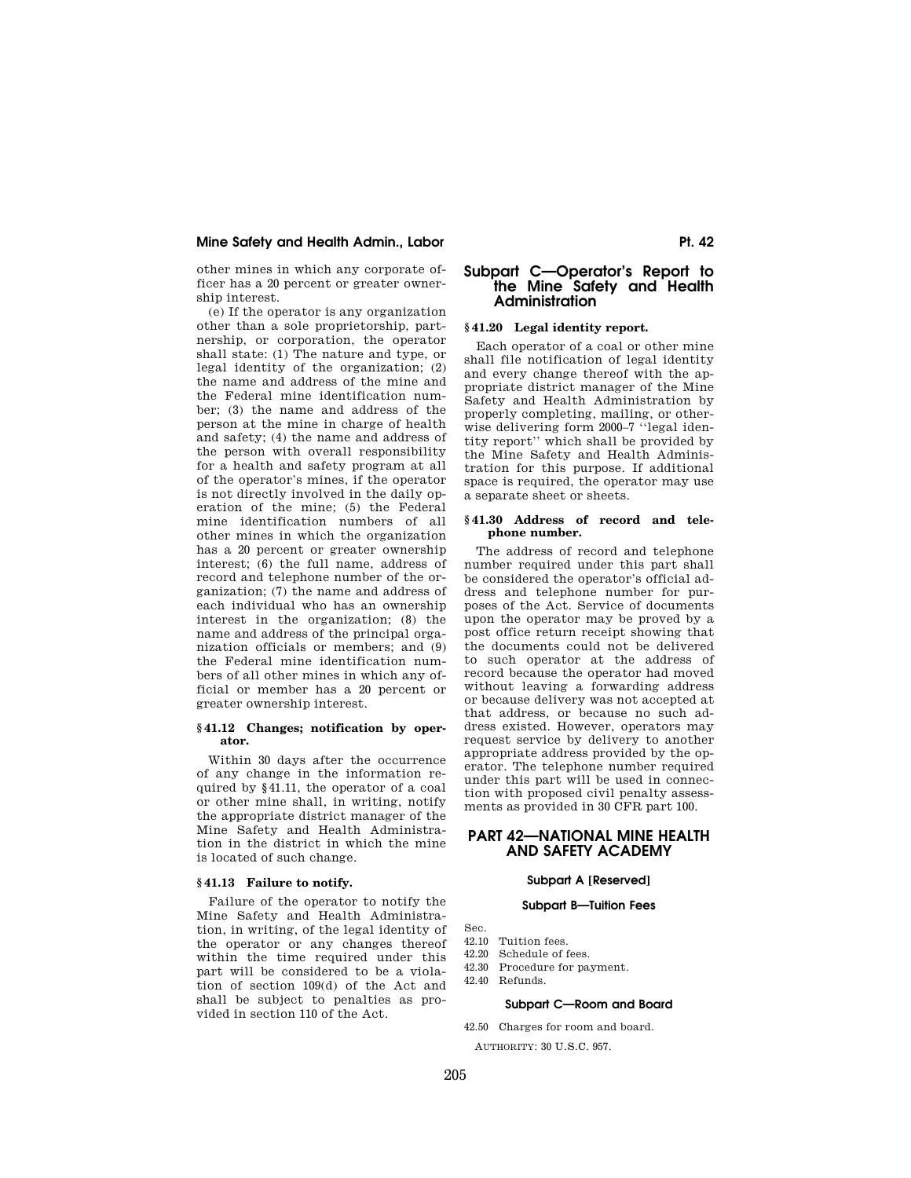other mines in which any corporate officer has a 20 percent or greater ownership interest.

(e) If the operator is any organization other than a sole proprietorship, partnership, or corporation, the operator shall state: (1) The nature and type, or legal identity of the organization; (2) the name and address of the mine and the Federal mine identification number; (3) the name and address of the person at the mine in charge of health and safety; (4) the name and address of the person with overall responsibility for a health and safety program at all of the operator's mines, if the operator is not directly involved in the daily operation of the mine; (5) the Federal mine identification numbers of all other mines in which the organization has a 20 percent or greater ownership interest; (6) the full name, address of record and telephone number of the organization; (7) the name and address of each individual who has an ownership interest in the organization; (8) the name and address of the principal organization officials or members; and (9) the Federal mine identification numbers of all other mines in which any official or member has a 20 percent or greater ownership interest.

### § 41.12 Changes; notification by operator.

Within 30 days after the occurrence of any change in the information required by § 41.11, the operator of a coal or other mine shall, in writing, notify the appropriate district manager of the Mine Safety and Health Administration in the district in which the mine is located of such change.

### § 41.13 Failure to notify.

Failure of the operator to notify the Mine Safety and Health Administration, in writing, of the legal identity of the operator or any changes thereof within the time required under this part will be considered to be a violation of section 109(d) of the Act and shall be subject to penalties as provided in section 110 of the Act.

## Subpart C—Operator's Report to the Mine Safety and Health Administration

### § 41.20 Legal identity report.

Each operator of a coal or other mine shall file notification of legal identity and every change thereof with the appropriate district manager of the Mine Safety and Health Administration by properly completing, mailing, or otherwise delivering form 2000–7 ''legal identity report'' which shall be provided by the Mine Safety and Health Administration for this purpose. If additional space is required, the operator may use a separate sheet or sheets.

### § 41.30 Address of record and telephone number.

The address of record and telephone number required under this part shall be considered the operator's official address and telephone number for purposes of the Act. Service of documents upon the operator may be proved by a post office return receipt showing that the documents could not be delivered to such operator at the address of record because the operator had moved without leaving a forwarding address or because delivery was not accepted at that address, or because no such address existed. However, operators may request service by delivery to another appropriate address provided by the operator. The telephone number required under this part will be used in connection with proposed civil penalty assessments as provided in 30 CFR part 100.

# PART 42—NATIONAL MINE HEALTH AND SAFETY ACADEMY

#### Subpart A [Reserved]

#### Subpart B—Tuition Fees

Sec.
42.10 Tuition fees.
42.20 Schedule of fees.
42.30 Procedure for payment.
42.40 Refunds.

#### Subpart C—Room and Board

42.50 Charges for room and board.

AUTHORITY: 30 U.S.C. 957.